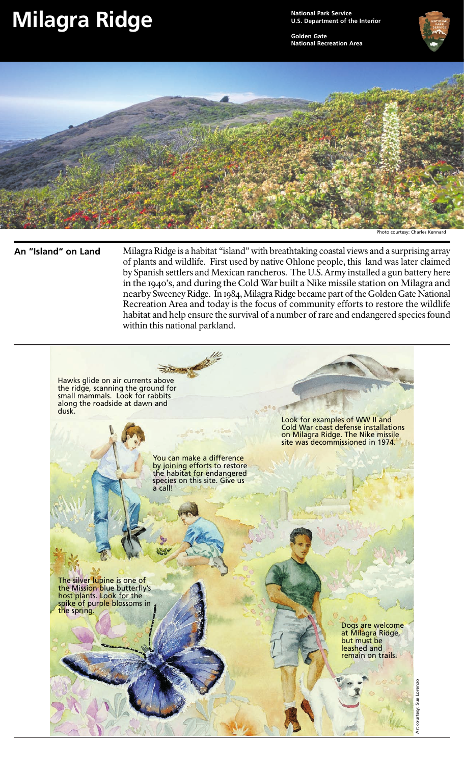# Milagra Ridge

**National Park Service**
**U.S. Department of the Interior**

**Golden Gate**
**National Recreation Area**

Photo courtesy: Charles Kennard

## An "Island" on Land

Milagra Ridge is a habitat "island" with breathtaking coastal views and a surprising array of plants and wildlife. First used by native Ohlone people, this land was later claimed by Spanish settlers and Mexican rancheros. The U.S. Army installed a gun battery here in the 1940's, and during the Cold War built a Nike missile station on Milagra and nearby Sweeney Ridge. In 1984, Milagra Ridge became part of the Golden Gate National Recreation Area and today is the focus of community efforts to restore the wildlife habitat and help ensure the survival of a number of rare and endangered species found within this national parkland.

Hawks glide on air currents above the ridge, scanning the ground for small mammals. Look for rabbits along the roadside at dawn and dusk.

Look for examples of WW II and Cold War coast defense installations on Milagra Ridge. The Nike missile site was decommissioned in 1974.

You can make a difference by joining efforts to restore the habitat for endangered species on this site. Give us a call!

The silver lupine is one of the Mission blue butterfly's host plants. Look for the spike of purple blossoms in the spring.

Dogs are welcome at Milagra Ridge, but must be leashed and remain on trails.

Art courtesy: Sue Lorenzo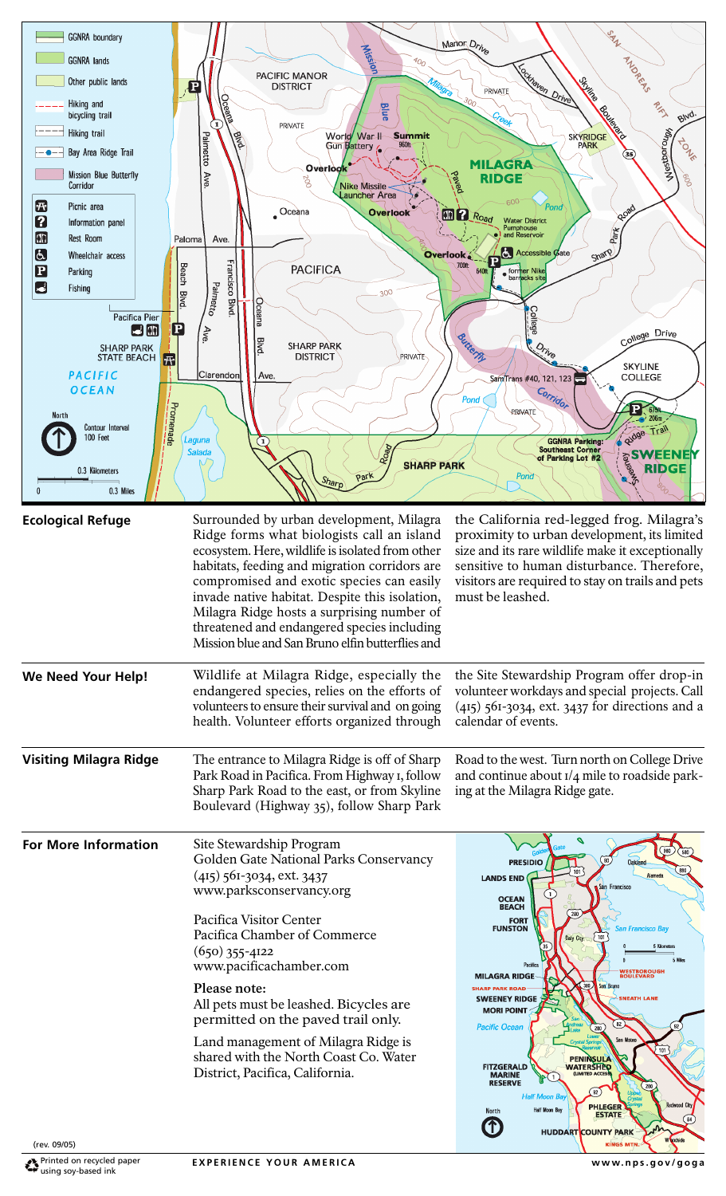GGNRA boundary

GGNRA lands

Other public lands

Hiking and bicycling trail

Hiking trail

Bay Area Ridge Trail

Mission Blue Butterfly Corridor

Picnic area

Information panel

Rest Room

Wheelchair access

Parking

Fishing

## Ecological Refuge

Surrounded by urban development, Milagra Ridge forms what biologists call an island ecosystem. Here, wildlife is isolated from other habitats, feeding and migration corridors are compromised and exotic species can easily invade native habitat. Despite this isolation, Milagra Ridge hosts a surprising number of threatened and endangered species including Mission blue and San Bruno elfin butterflies and the California red-legged frog. Milagra's proximity to urban development, its limited size and its rare wildlife make it exceptionally sensitive to human disturbance. Therefore, visitors are required to stay on trails and pets must be leashed.

## We Need Your Help!

Wildlife at Milagra Ridge, especially the endangered species, relies on the efforts of volunteers to ensure their survival and on going health. Volunteer efforts organized through the Site Stewardship Program offer drop-in volunteer workdays and special projects. Call (415) 561-3034, ext. 3437 for directions and a calendar of events.

## Visiting Milagra Ridge

The entrance to Milagra Ridge is off of Sharp Park Road in Pacifica. From Highway 1, follow Sharp Park Road to the east, or from Skyline Boulevard (Highway 35), follow Sharp Park Road to the west. Turn north on College Drive and continue about 1/4 mile to roadside parking at the Milagra Ridge gate.

## For More Information

Site Stewardship Program
Golden Gate National Parks Conservancy
(415) 561-3034, ext. 3437
www.parksconservancy.org

Pacifica Visitor Center
Pacifica Chamber of Commerce
(650) 355-4122
www.pacificachamber.com

**Please note:**
All pets must be leashed. Bicycles are permitted on the paved trail only.

Land management of Milagra Ridge is shared with the North Coast Co. Water District, Pacifica, California.

(rev. 09/05)

Printed on recycled paper using soy-based ink

EXPERIENCE YOUR AMERICA

www.nps.gov/goga